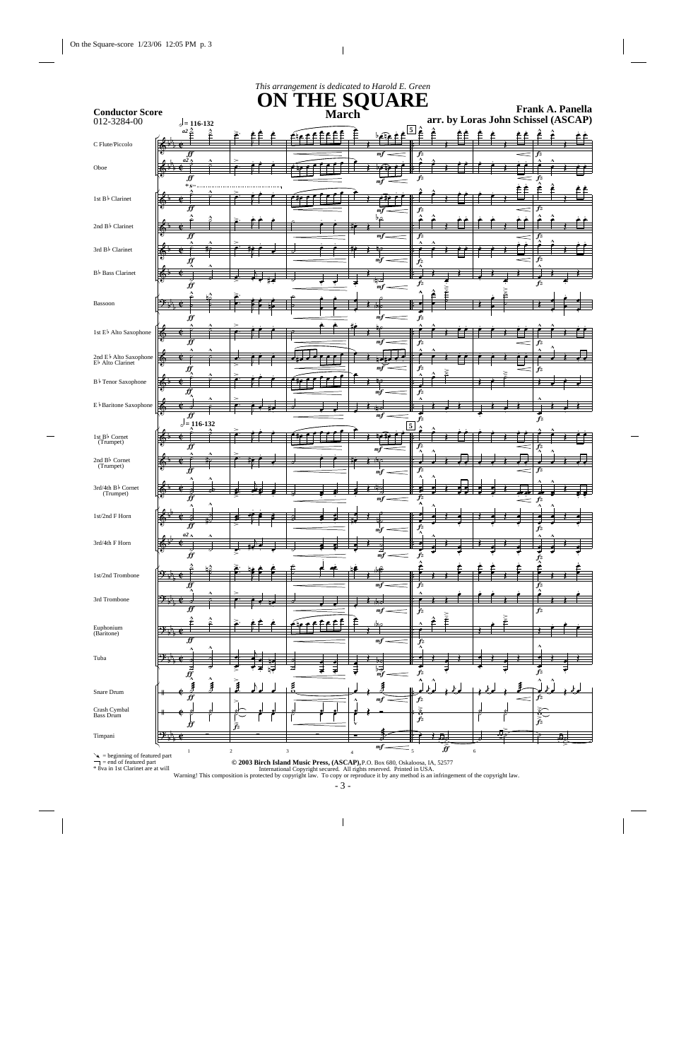*This arrangement is dedicated to Harold E. Green*

# ON THE SQUARE

## March

**Conductor Score**
012-3284-00

**Frank A. Panella**
**arr. by Loras John Schissel (ASCAP)**

𝅗𝅥 = 116-132

C Flute/Piccolo

Oboe

1st B♭ Clarinet

2nd B♭ Clarinet

3rd B♭ Clarinet

B♭ Bass Clarinet

Bassoon

1st E♭ Alto Saxophone

2nd E♭ Alto Saxophone
E♭ Alto Clarinet

B♭ Tenor Saxophone

E♭ Baritone Saxophone

1st B♭ Cornet (Trumpet)

2nd B♭ Cornet (Trumpet)

3rd/4th B♭ Cornet (Trumpet)

1st/2nd F Horn

3rd/4th F Horn

1st/2nd Trombone

3rd Trombone

Euphonium (Baritone)

Tuba

Snare Drum

Crash Cymbal
Bass Drum

Timpani

↘ = beginning of featured part
⌐ = end of featured part
* 8va in 1st Clarinet are at will

**© 2003 Birch Island Music Press, (ASCAP),** P.O. Box 680, Oskaloosa, IA, 52577
International Copyright secured. All rights reserved. Printed in USA.
Warning! This composition is protected by copyright law. To copy or reproduce it by any method is an infringement of the copyright law.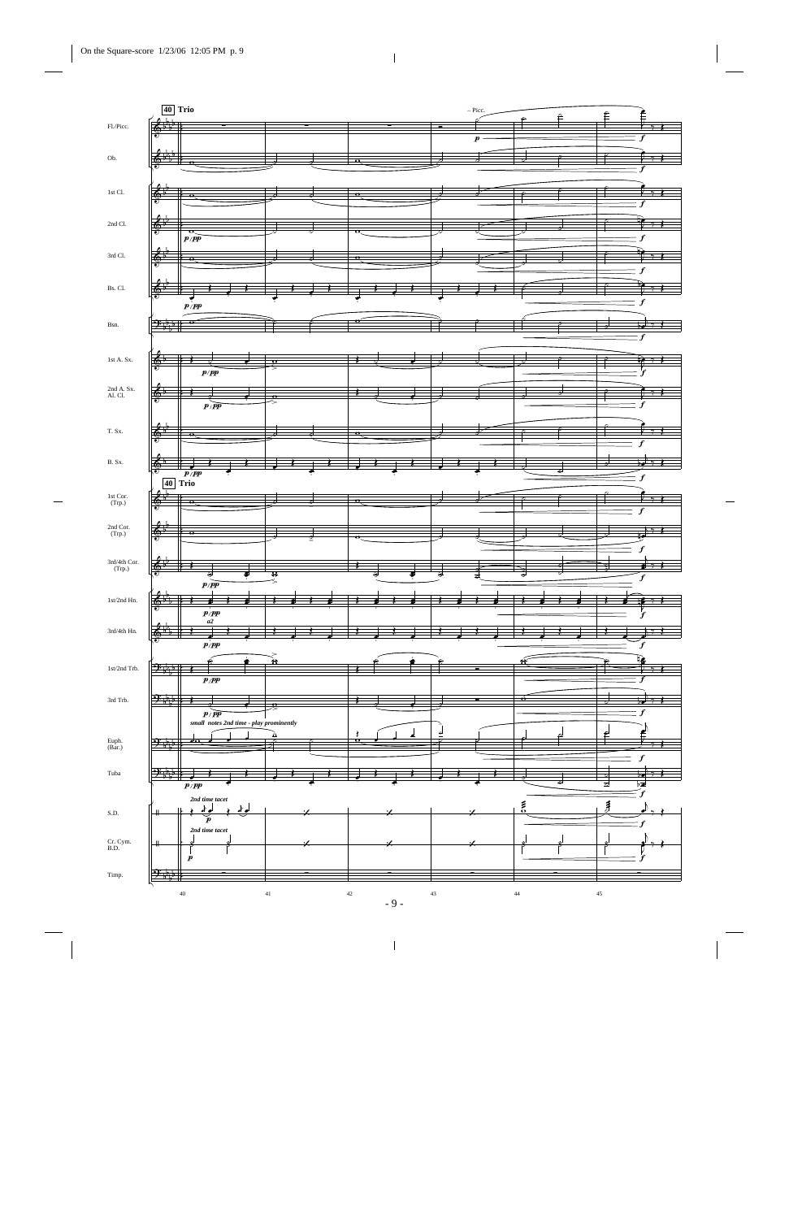**40** **Trio**

Fl./Picc.

Ob.

1st Cl.

2nd Cl.

3rd Cl.

Bs. Cl.

Bsn.

1st A. Sx.

2nd A. Sx. Al. Cl.

T. Sx.

B. Sx.

1st Cor. (Trp.)

2nd Cor. (Trp.)

3rd/4th Cor. (Trp.)

1st/2nd Hn.

3rd/4th Hn.

1st/2nd Trb.

3rd Trb.

Euph. (Bar.)

Tuba

S.D.

Cr. Cym. B.D.

Timp.

– Picc.

*p/pp*

a2

*small notes 2nd time - play prominently*

*2nd time tacet*

*p*

*f*

40 41 42 43 44 45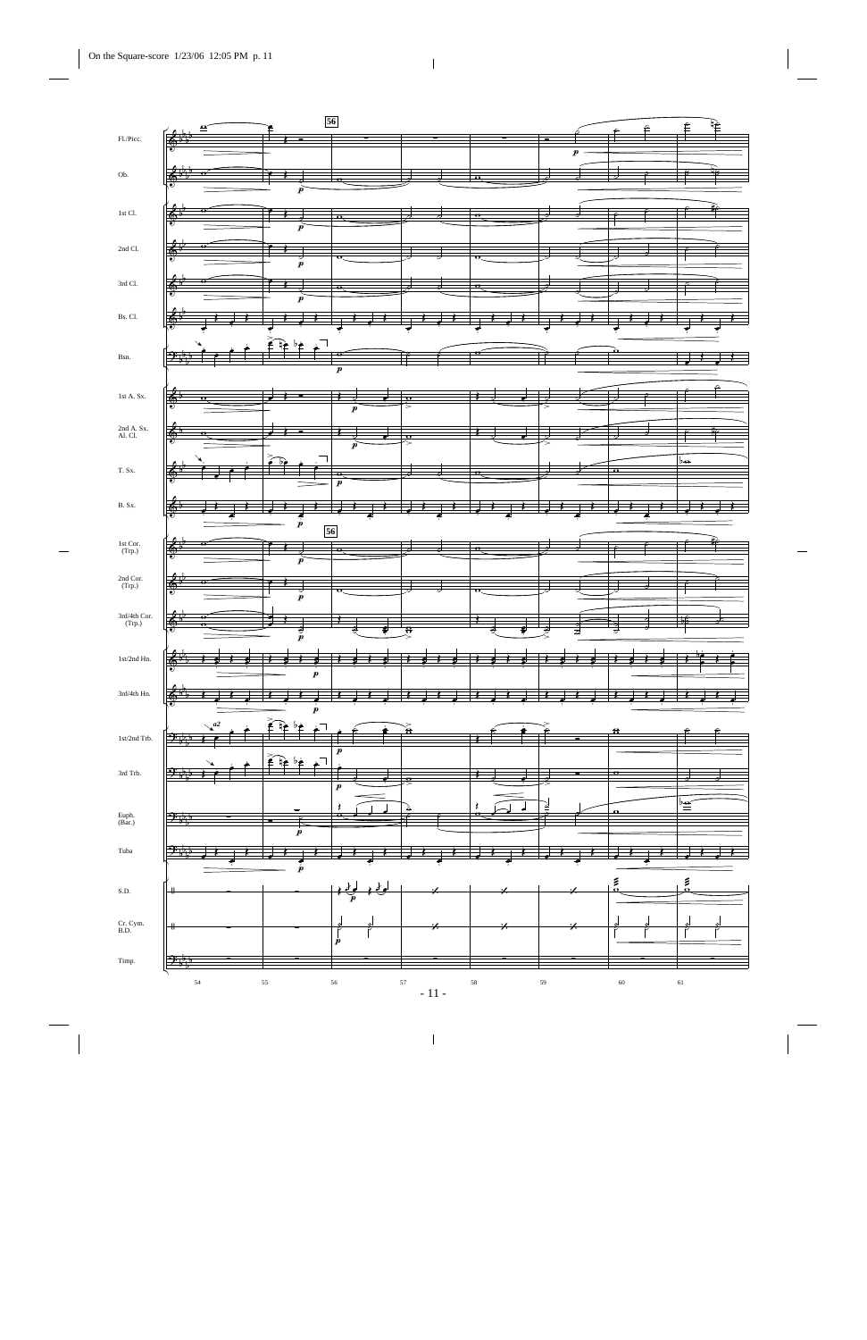Fl./Picc.

Ob.

1st Cl.

2nd Cl.

3rd Cl.

Bs. Cl.

Bsn.

1st A. Sx.

2nd A. Sx. Al. Cl.

T. Sx.

B. Sx.

1st Cor. (Trp.)

2nd Cor. (Trp.)

3rd/4th Cor. (Trp.)

1st/2nd Hn.

3rd/4th Hn.

1st/2nd Trb.

3rd Trb.

Euph. (Bar.)

Tuba

S.D.

Cr. Cym. B.D.

Timp.

56

54 55 56 57 58 59 60 61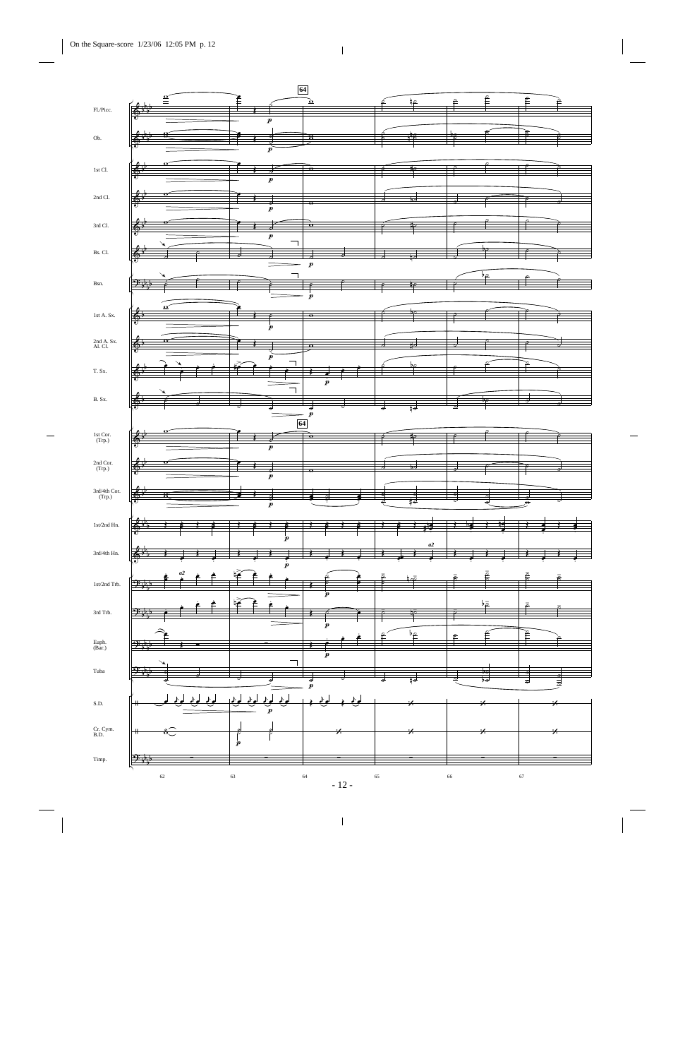64

Fl./Picc.

Ob.

1st Cl.

2nd Cl.

3rd Cl.

Bs. Cl.

Bsn.

1st A. Sx.

2nd A. Sx.
Al. Cl.

T. Sx.

B. Sx.

1st Cor.
(Trp.)

2nd Cor.
(Trp.)

3rd/4th Cor.
(Trp.)

1st/2nd Hn.

3rd/4th Hn.

1st/2nd Trb.

3rd Trb.

Euph.
(Bar.)

Tuba

S.D.

Cr. Cym.
B.D.

Timp.

62 63 64 65 66 67